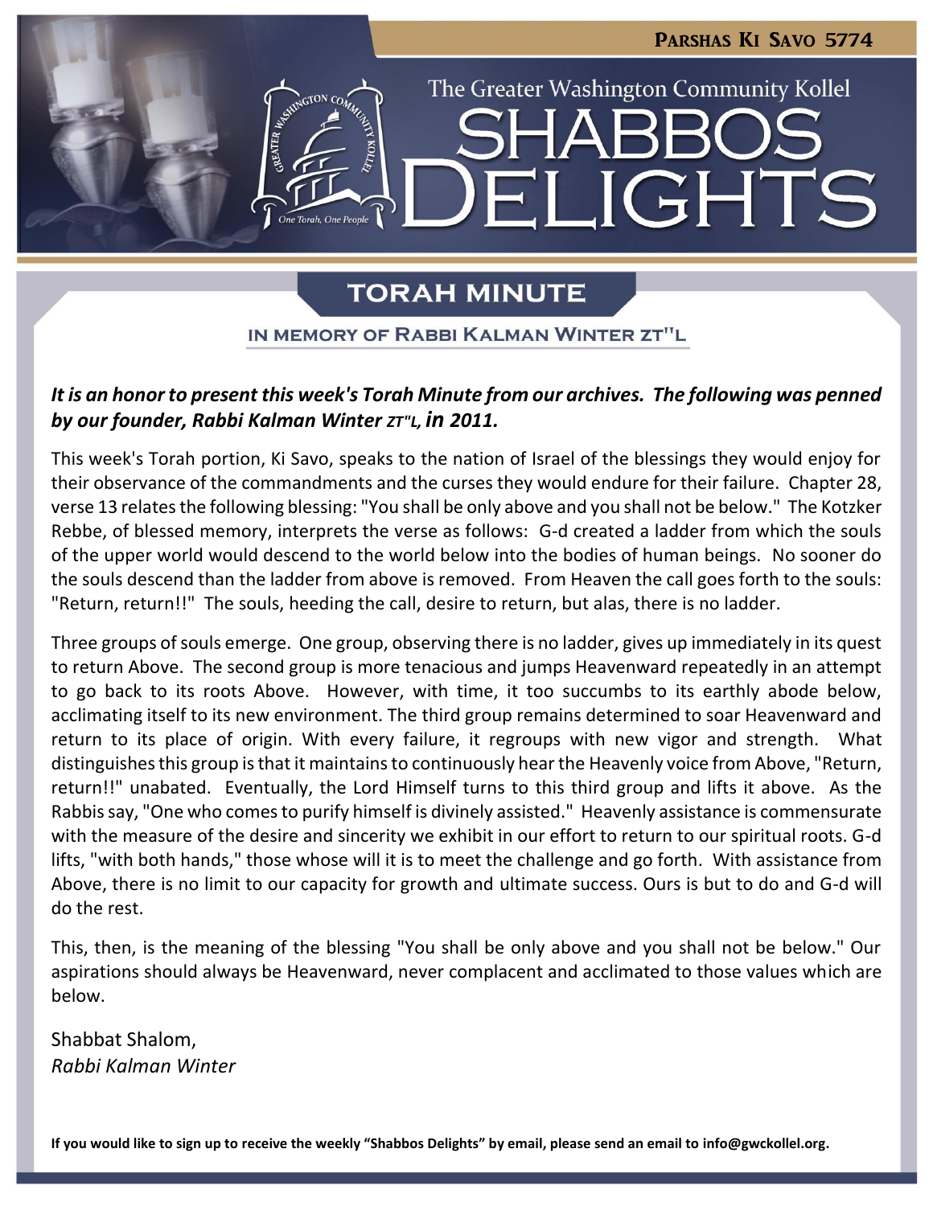**Parshas Ki Savo 5774**

The Greater Washington Community Kollel

# SHABBOS DELIGHTS

## TORAH MINUTE

### IN MEMORY OF RABBI KALMAN WINTER ZT"L

***It is an honor to present this week's Torah Minute from our archives. The following was penned by our founder, Rabbi Kalman Winter zt"l, in 2011.***

This week's Torah portion, Ki Savo, speaks to the nation of Israel of the blessings they would enjoy for their observance of the commandments and the curses they would endure for their failure. Chapter 28, verse 13 relates the following blessing: "You shall be only above and you shall not be below." The Kotzker Rebbe, of blessed memory, interprets the verse as follows: G-d created a ladder from which the souls of the upper world would descend to the world below into the bodies of human beings. No sooner do the souls descend than the ladder from above is removed. From Heaven the call goes forth to the souls: "Return, return!!" The souls, heeding the call, desire to return, but alas, there is no ladder.

Three groups of souls emerge. One group, observing there is no ladder, gives up immediately in its quest to return Above. The second group is more tenacious and jumps Heavenward repeatedly in an attempt to go back to its roots Above. However, with time, it too succumbs to its earthly abode below, acclimating itself to its new environment. The third group remains determined to soar Heavenward and return to its place of origin. With every failure, it regroups with new vigor and strength. What distinguishes this group is that it maintains to continuously hear the Heavenly voice from Above, "Return, return!!" unabated. Eventually, the Lord Himself turns to this third group and lifts it above. As the Rabbis say, "One who comes to purify himself is divinely assisted." Heavenly assistance is commensurate with the measure of the desire and sincerity we exhibit in our effort to return to our spiritual roots. G-d lifts, "with both hands," those whose will it is to meet the challenge and go forth. With assistance from Above, there is no limit to our capacity for growth and ultimate success. Ours is but to do and G-d will do the rest.

This, then, is the meaning of the blessing "You shall be only above and you shall not be below." Our aspirations should always be Heavenward, never complacent and acclimated to those values which are below.

Shabbat Shalom,
*Rabbi Kalman Winter*

**If you would like to sign up to receive the weekly "Shabbos Delights" by email, please send an email to info@gwckollel.org.**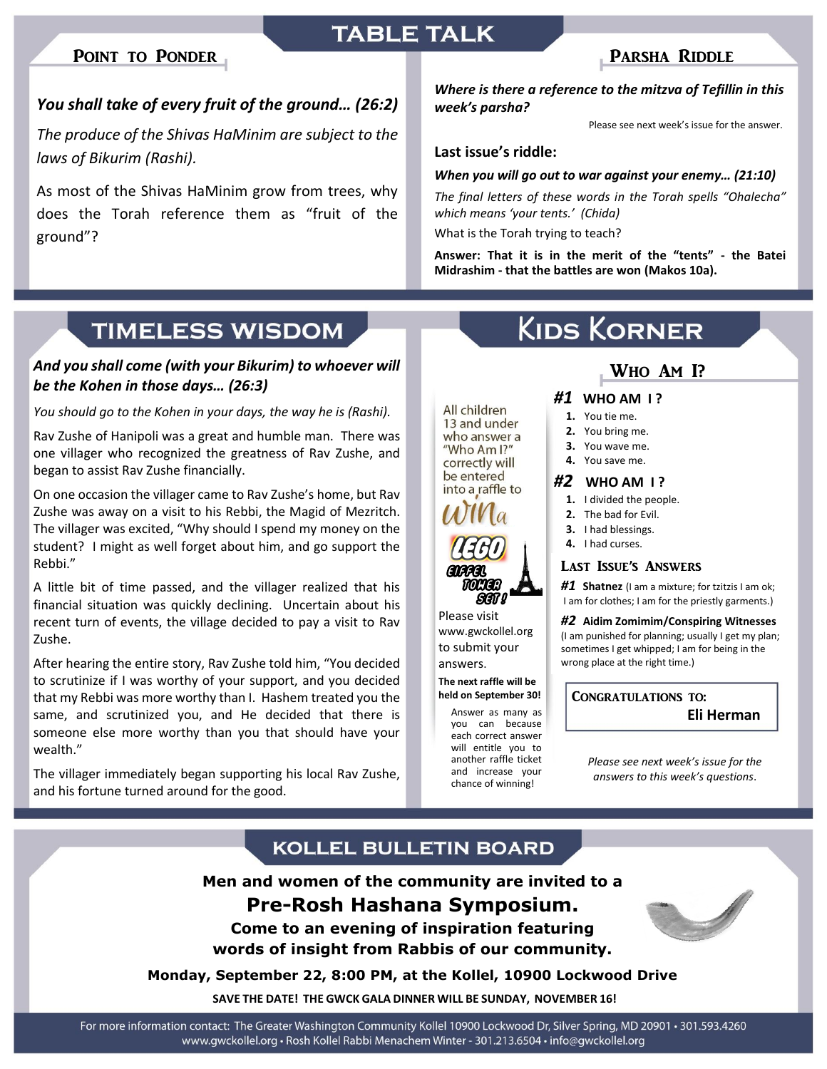# TABLE TALK

## Point to Ponder

***You shall take of every fruit of the ground… (26:2)***

*The produce of the Shivas HaMinim are subject to the laws of Bikurim (Rashi).*

As most of the Shivas HaMinim grow from trees, why does the Torah reference them as "fruit of the ground"?

## Parsha Riddle

***Where is there a reference to the mitzva of Tefillin in this week's parsha?***

Please see next week's issue for the answer.

**Last issue's riddle:**

***When you will go out to war against your enemy… (21:10)***

*The final letters of these words in the Torah spells "Ohalecha" which means 'your tents.' (Chida)*

What is the Torah trying to teach?

**Answer: That it is in the merit of the "tents" - the Batei Midrashim - that the battles are won (Makos 10a).**

# TIMELESS WISDOM

***And you shall come (with your Bikurim) to whoever will be the Kohen in those days… (26:3)***

*You should go to the Kohen in your days, the way he is (Rashi).*

Rav Zushe of Hanipoli was a great and humble man. There was one villager who recognized the greatness of Rav Zushe, and began to assist Rav Zushe financially.

On one occasion the villager came to Rav Zushe's home, but Rav Zushe was away on a visit to his Rebbi, the Magid of Mezritch. The villager was excited, "Why should I spend my money on the student? I might as well forget about him, and go support the Rebbi."

A little bit of time passed, and the villager realized that his financial situation was quickly declining. Uncertain about his recent turn of events, the village decided to pay a visit to Rav Zushe.

After hearing the entire story, Rav Zushe told him, "You decided to scrutinize if I was worthy of your support, and you decided that my Rebbi was more worthy than I. Hashem treated you the same, and scrutinized you, and He decided that there is someone else more worthy than you that should have your wealth."

The villager immediately began supporting his local Rav Zushe, and his fortune turned around for the good.

# Kids Korner

All children 13 and under who answer a "Who Am I?" correctly will be entered into a raffle to

WIN a LEGO EIFFEL TOWER SET!

Please visit www.gwckollel.org to submit your answers.

**The next raffle will be held on September 30!**

Answer as many as you can because each correct answer will entitle you to another raffle ticket and increase your chance of winning!

## Who Am I?

### #1 WHO AM I ?

1. You tie me.
2. You bring me.
3. You wave me.
4. You save me.

### #2 WHO AM I ?

1. I divided the people.
2. The bad for Evil.
3. I had blessings.
4. I had curses.

### Last Issue's Answers

**#1 Shatnez** (I am a mixture; for tzitzis I am ok; I am for clothes; I am for the priestly garments.)

**#2 Aidim Zomimim/Conspiring Witnesses** (I am punished for planning; usually I get my plan; sometimes I get whipped; I am for being in the wrong place at the right time.)

**Congratulations to:** **Eli Herman**

*Please see next week's issue for the answers to this week's questions.*

# KOLLEL BULLETIN BOARD

**Men and women of the community are invited to a**

**Pre-Rosh Hashana Symposium.**

**Come to an evening of inspiration featuring words of insight from Rabbis of our community.**

**Monday, September 22, 8:00 PM, at the Kollel, 10900 Lockwood Drive**

**SAVE THE DATE! THE GWCK GALA DINNER WILL BE SUNDAY, NOVEMBER 16!**

For more information contact: The Greater Washington Community Kollel 10900 Lockwood Dr, Silver Spring, MD 20901 • 301.593.4260
www.gwckollel.org • Rosh Kollel Rabbi Menachem Winter - 301.213.6504 • info@gwckollel.org